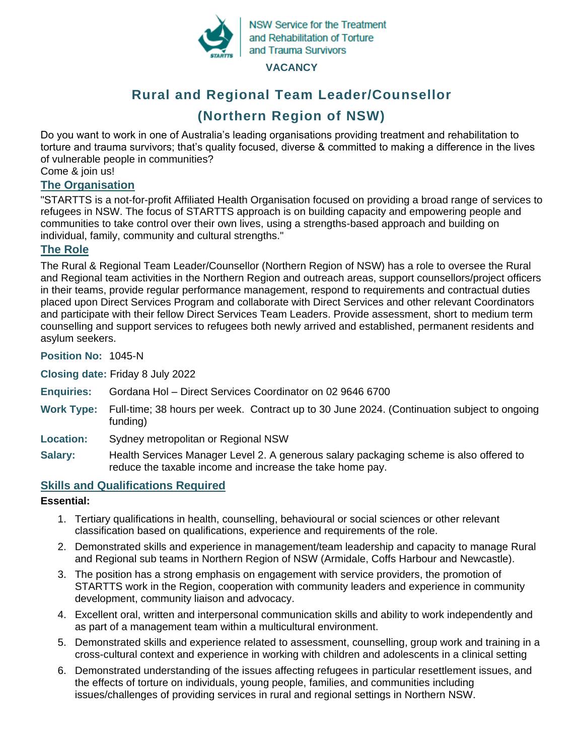NSW Service for the Treatment and Rehabilitation of Torture and Trauma Survivors

VACANCY

# Rural and Regional Team Leader/Counsellor

# (Northern Region of NSW)

Do you want to work in one of Australia's leading organisations providing treatment and rehabilitation to torture and trauma survivors; that's quality focused, diverse & committed to making a difference in the lives of vulnerable people in communities?
Come & join us!

## The Organisation

"STARTTS is a not-for-profit Affiliated Health Organisation focused on providing a broad range of services to refugees in NSW. The focus of STARTTS approach is on building capacity and empowering people and communities to take control over their own lives, using a strengths-based approach and building on individual, family, community and cultural strengths."

## The Role

The Rural & Regional Team Leader/Counsellor (Northern Region of NSW) has a role to oversee the Rural and Regional team activities in the Northern Region and outreach areas, support counsellors/project officers in their teams, provide regular performance management, respond to requirements and contractual duties placed upon Direct Services Program and collaborate with Direct Services and other relevant Coordinators and participate with their fellow Direct Services Team Leaders. Provide assessment, short to medium term counselling and support services to refugees both newly arrived and established, permanent residents and asylum seekers.

**Position No:** 1045-N

**Closing date:** Friday 8 July 2022

**Enquiries:** Gordana Hol – Direct Services Coordinator on 02 9646 6700

**Work Type:** Full-time; 38 hours per week. Contract up to 30 June 2024. (Continuation subject to ongoing funding)

**Location:** Sydney metropolitan or Regional NSW

**Salary:** Health Services Manager Level 2. A generous salary packaging scheme is also offered to reduce the taxable income and increase the take home pay.

## Skills and Qualifications Required

**Essential:**

1. Tertiary qualifications in health, counselling, behavioural or social sciences or other relevant classification based on qualifications, experience and requirements of the role.
2. Demonstrated skills and experience in management/team leadership and capacity to manage Rural and Regional sub teams in Northern Region of NSW (Armidale, Coffs Harbour and Newcastle).
3. The position has a strong emphasis on engagement with service providers, the promotion of STARTTS work in the Region, cooperation with community leaders and experience in community development, community liaison and advocacy.
4. Excellent oral, written and interpersonal communication skills and ability to work independently and as part of a management team within a multicultural environment.
5. Demonstrated skills and experience related to assessment, counselling, group work and training in a cross-cultural context and experience in working with children and adolescents in a clinical setting
6. Demonstrated understanding of the issues affecting refugees in particular resettlement issues, and the effects of torture on individuals, young people, families, and communities including issues/challenges of providing services in rural and regional settings in Northern NSW.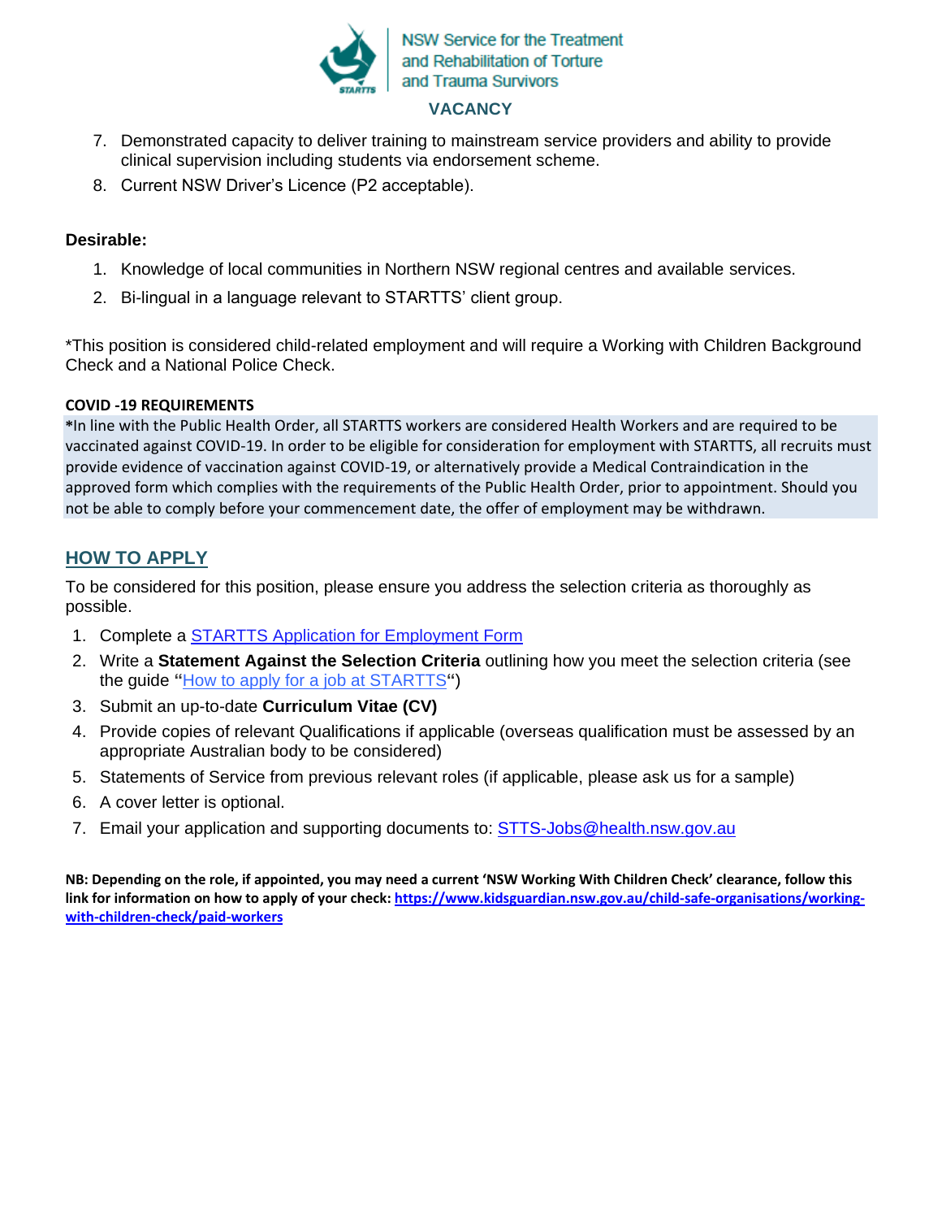7. Demonstrated capacity to deliver training to mainstream service providers and ability to provide clinical supervision including students via endorsement scheme.
8. Current NSW Driver's Licence (P2 acceptable).

**Desirable:**

1. Knowledge of local communities in Northern NSW regional centres and available services.
2. Bi-lingual in a language relevant to STARTTS' client group.

*This position is considered child-related employment and will require a Working with Children Background Check and a National Police Check.

**COVID -19 REQUIREMENTS**

***In line with the Public Health Order, all STARTTS workers are considered Health Workers and are required to be vaccinated against COVID-19. In order to be eligible for consideration for employment with STARTTS, all recruits must provide evidence of vaccination against COVID-19, or alternatively provide a Medical Contraindication in the approved form which complies with the requirements of the Public Health Order, prior to appointment. Should you not be able to comply before your commencement date, the offer of employment may be withdrawn.

## HOW TO APPLY

To be considered for this position, please ensure you address the selection criteria as thoroughly as possible.

1. Complete a STARTTS Application for Employment Form
2. Write a **Statement Against the Selection Criteria** outlining how you meet the selection criteria (see the guide "How to apply for a job at STARTTS")
3. Submit an up-to-date **Curriculum Vitae (CV)**
4. Provide copies of relevant Qualifications if applicable (overseas qualification must be assessed by an appropriate Australian body to be considered)
5. Statements of Service from previous relevant roles (if applicable, please ask us for a sample)
6. A cover letter is optional.
7. Email your application and supporting documents to: STTS-Jobs@health.nsw.gov.au

**NB: Depending on the role, if appointed, you may need a current 'NSW Working With Children Check' clearance, follow this link for information on how to apply of your check: https://www.kidsguardian.nsw.gov.au/child-safe-organisations/working-with-children-check/paid-workers**